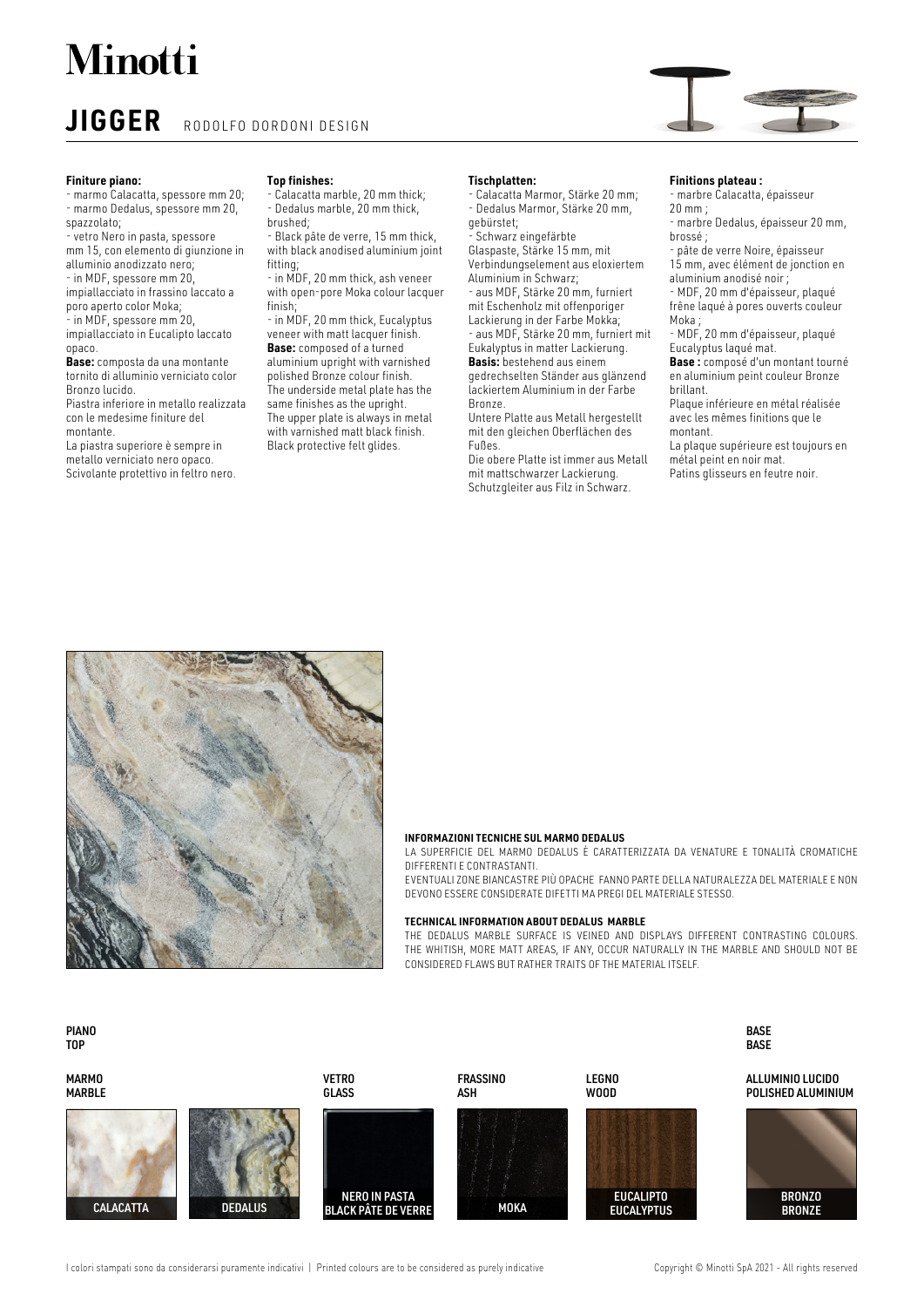# Minotti

## JIGGER RODOLFO DORDONI DESIGN

**Finiture piano:**
- marmo Calacatta, spessore mm 20;
- marmo Dedalus, spessore mm 20, spazzolato;
- vetro Nero in pasta, spessore mm 15, con elemento di giunzione in alluminio anodizzato nero;
- in MDF, spessore mm 20, impiallacciato in frassino laccato a poro aperto color Moka;
- in MDF, spessore mm 20, impiallacciato in Eucalipto laccato opaco.

**Base:** composta da una montante tornito di alluminio verniciato color Bronzo lucido.
Piastra inferiore in metallo realizzata con le medesime finiture del montante.
La piastra superiore è sempre in metallo verniciato nero opaco.
Scivolante protettivo in feltro nero.

**Top finishes:**
- Calacatta marble, 20 mm thick;
- Dedalus marble, 20 mm thick, brushed;
- Black pâte de verre, 15 mm thick, with black anodised aluminium joint fitting;
- in MDF, 20 mm thick, ash veneer with open-pore Moka colour lacquer finish;
- in MDF, 20 mm thick, Eucalyptus veneer with matt lacquer finish.

**Base:** composed of a turned aluminium upright with varnished polished Bronze colour finish.
The underside metal plate has the same finishes as the upright.
The upper plate is always in metal with varnished matt black finish.
Black protective felt glides.

**Tischplatten:**
- Calacatta Marmor, Stärke 20 mm;
- Dedalus Marmor, Stärke 20 mm, gebürstet;
- Schwarz eingefärbte Glaspaste, Stärke 15 mm, mit Verbindungselement aus eloxiertem Aluminium in Schwarz;
- aus MDF, Stärke 20 mm, furniert mit Eschenholz mit offenporiger Lackierung in der Farbe Mokka;
- aus MDF, Stärke 20 mm, furniert mit Eukalyptus in matter Lackierung.

**Basis:** bestehend aus einem gedrechselten Ständer aus glänzend lackiertem Aluminium in der Farbe Bronze.
Untere Platte aus Metall hergestellt mit den gleichen Oberflächen des Fußes.
Die obere Platte ist immer aus Metall mit mattschwarzer Lackierung.
Schutzgleiter aus Filz in Schwarz.

**Finitions plateau :**
- marbre Calacatta, épaisseur 20 mm ;
- marbre Dedalus, épaisseur 20 mm, brossé ;
- pâte de verre Noire, épaisseur 15 mm, avec élément de jonction en aluminium anodisé noir ;
- MDF, 20 mm d'épaisseur, plaqué frêne laqué à pores ouverts couleur Moka ;
- MDF, 20 mm d'épaisseur, plaqué Eucalyptus laqué mat.

**Base :** composé d'un montant tourné en aluminium peint couleur Bronze brillant.
Plaque inférieure en métal réalisée avec les mêmes finitions que le montant.
La plaque supérieure est toujours en métal peint en noir mat.
Patins glisseurs en feutre noir.

**INFORMAZIONI TECNICHE SUL MARMO DEDALUS**

LA SUPERFICIE DEL MARMO DEDALUS È CARATTERIZZATA DA VENATURE E TONALITÀ CROMATICHE DIFFERENTI E CONTRASTANTI.
EVENTUALI ZONE BIANCASTRE PIÙ OPACHE FANNO PARTE DELLA NATURALEZZA DEL MATERIALE E NON DEVONO ESSERE CONSIDERATE DIFETTI MA PREGI DEL MATERIALE STESSO.

**TECHNICAL INFORMATION ABOUT DEDALUS MARBLE**

THE DEDALUS MARBLE SURFACE IS VEINED AND DISPLAYS DIFFERENT CONTRASTING COLOURS. THE WHITISH, MORE MATT AREAS, IF ANY, OCCUR NATURALLY IN THE MARBLE AND SHOULD NOT BE CONSIDERED FLAWS BUT RATHER TRAITS OF THE MATERIAL ITSELF.

**PIANO / TOP**

MARMO / MARBLE
- CALACATTA
- DEDALUS

VETRO / GLASS
- NERO IN PASTA / BLACK PÂTE DE VERRE

FRASSINO / ASH
- MOKA

LEGNO / WOOD
- EUCALIPTO / EUCALYPTUS

**BASE / BASE**

ALLUMINIO LUCIDO / POLISHED ALUMINIUM
- BRONZO / BRONZE

I colori stampati sono da considerarsi puramente indicativi | Printed colours are to be considered as purely indicative

Copyright © Minotti SpA 2021 - All rights reserved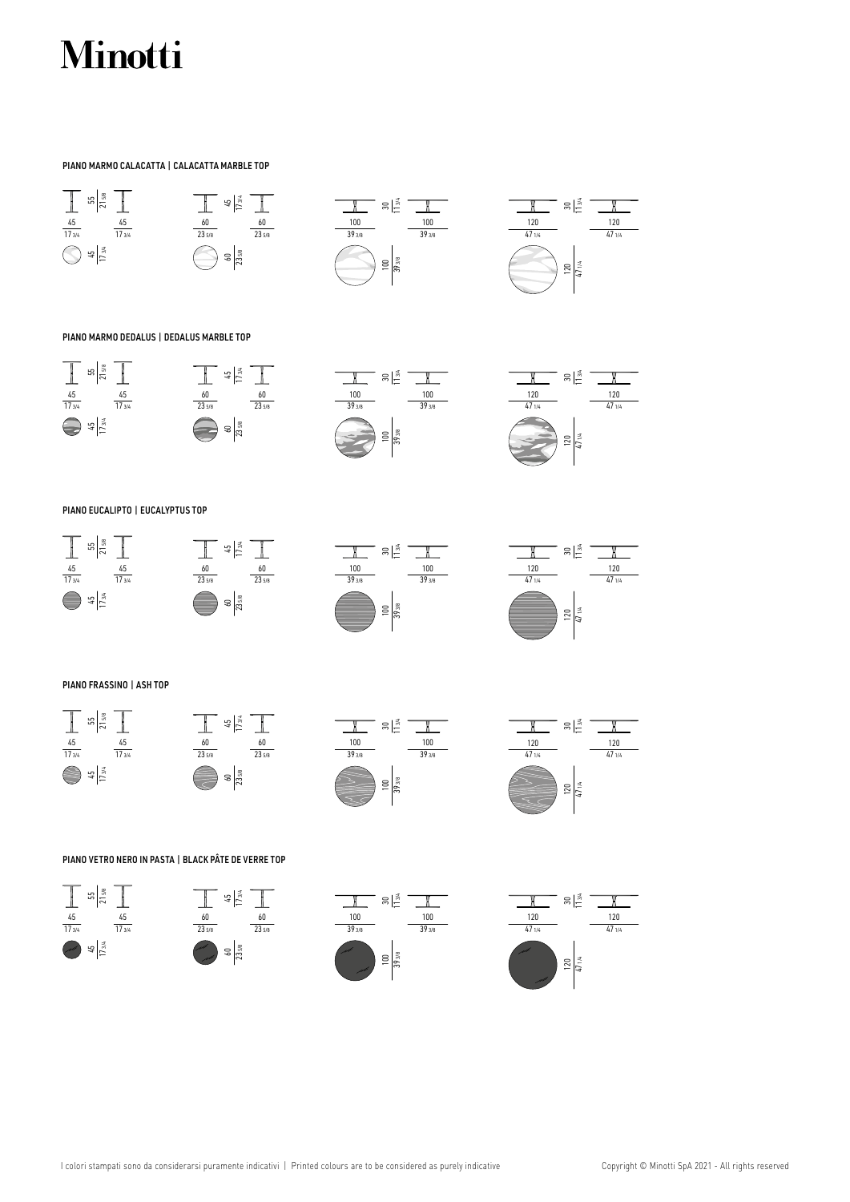# Minotti

PIANO MARMO CALACATTA | CALACATTA MARBLE TOP

55 21 5/8
45 17 3/4
45 17 3/4
45 17 3/4

45 17 3/4
60 23 5/8
60 23 5/8
60 23 5/8

30 11 3/4
100 39 3/8
100 39 3/8
100 39 3/8

30 11 3/4
120 47 1/4
120 47 1/4
120 47 1/4

PIANO MARMO DEDALUS | DEDALUS MARBLE TOP

55 21 5/8
45 17 3/4
45 17 3/4
45 17 3/4

45 17 3/4
60 23 5/8
60 23 5/8
60 23 5/8

30 11 3/4
100 39 3/8
100 39 3/8
100 39 3/8

30 11 3/4
120 47 1/4
120 47 1/4
120 47 1/4

PIANO EUCALIPTO | EUCALYPTUS TOP

55 21 5/8
45 17 3/4
45 17 3/4
45 17 3/4

45 17 3/4
60 23 5/8
60 23 5/8
60 23 5/8

30 11 3/4
100 39 3/8
100 39 3/8
100 39 3/8

30 11 3/4
120 47 1/4
120 47 1/4
120 47 1/4

PIANO FRASSINO | ASH TOP

55 21 5/8
45 17 3/4
45 17 3/4
45 17 3/4

45 17 3/4
60 23 5/8
60 23 5/8
60 23 5/8

30 11 3/4
100 39 3/8
100 39 3/8
100 39 3/8

30 11 3/4
120 47 1/4
120 47 1/4
120 47 1/4

PIANO VETRO NERO IN PASTA | BLACK PÂTE DE VERRE TOP

55 21 5/8
45 17 3/4
45 17 3/4
45 17 3/4

45 17 3/4
60 23 5/8
60 23 5/8
60 23 5/8

30 11 3/4
100 39 3/8
100 39 3/8
100 39 3/8

30 11 3/4
120 47 1/4
120 47 1/4
120 47 1/4

I colori stampati sono da considerarsi puramente indicativi | Printed colours are to be considered as purely indicative

Copyright © Minotti SpA 2021 - All rights reserved